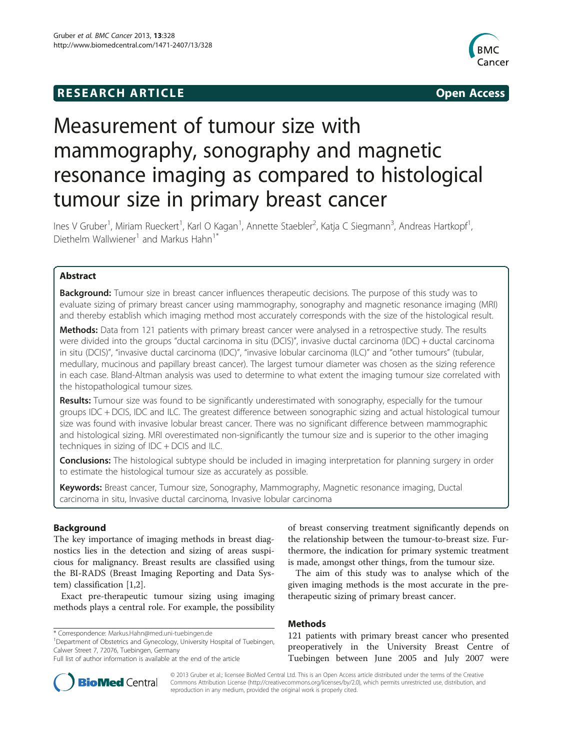RESEARCH ARTICLE **Open Access**

# Measurement of tumour size with mammography, sonography and magnetic resonance imaging as compared to histological tumour size in primary breast cancer

Ines V Gruber[1], Miriam Rueckert[1], Karl O Kagan[1], Annette Staebler[2], Katja C Siegmann[3], Andreas Hartkopf[1], Diethelm Wallwiener[1] and Markus Hahn[1*]

## Abstract

**Background:** Tumour size in breast cancer influences therapeutic decisions. The purpose of this study was to evaluate sizing of primary breast cancer using mammography, sonography and magnetic resonance imaging (MRI) and thereby establish which imaging method most accurately corresponds with the size of the histological result.

**Methods:** Data from 121 patients with primary breast cancer were analysed in a retrospective study. The results were divided into the groups "ductal carcinoma in situ (DCIS)", invasive ductal carcinoma (IDC) + ductal carcinoma in situ (DCIS)", "invasive ductal carcinoma (IDC)", "invasive lobular carcinoma (ILC)" and "other tumours" (tubular, medullary, mucinous and papillary breast cancer). The largest tumour diameter was chosen as the sizing reference in each case. Bland-Altman analysis was used to determine to what extent the imaging tumour size correlated with the histopathological tumour sizes.

**Results:** Tumour size was found to be significantly underestimated with sonography, especially for the tumour groups IDC + DCIS, IDC and ILC. The greatest difference between sonographic sizing and actual histological tumour size was found with invasive lobular breast cancer. There was no significant difference between mammographic and histological sizing. MRI overestimated non-significantly the tumour size and is superior to the other imaging techniques in sizing of IDC + DCIS and ILC.

**Conclusions:** The histological subtype should be included in imaging interpretation for planning surgery in order to estimate the histological tumour size as accurately as possible.

**Keywords:** Breast cancer, Tumour size, Sonography, Mammography, Magnetic resonance imaging, Ductal carcinoma in situ, Invasive ductal carcinoma, Invasive lobular carcinoma

## Background

The key importance of imaging methods in breast diagnostics lies in the detection and sizing of areas suspicious for malignancy. Breast results are classified using the BI-RADS (Breast Imaging Reporting and Data System) classification [1,2].

Exact pre-therapeutic tumour sizing using imaging methods plays a central role. For example, the possibility of breast conserving treatment significantly depends on the relationship between the tumour-to-breast size. Furthermore, the indication for primary systemic treatment is made, amongst other things, from the tumour size.

The aim of this study was to analyse which of the given imaging methods is the most accurate in the pre-therapeutic sizing of primary breast cancer.

## Methods

121 patients with primary breast cancer who presented preoperatively in the University Breast Centre of Tuebingen between June 2005 and July 2007 were

\* Correspondence: Markus.Hahn@med.uni-tuebingen.de
[1]Department of Obstetrics and Gynecology, University Hospital of Tuebingen, Calwer Street 7, 72076, Tuebingen, Germany
Full list of author information is available at the end of the article

© 2013 Gruber et al.; licensee BioMed Central Ltd. This is an Open Access article distributed under the terms of the Creative Commons Attribution License (http://creativecommons.org/licenses/by/2.0), which permits unrestricted use, distribution, and reproduction in any medium, provided the original work is properly cited.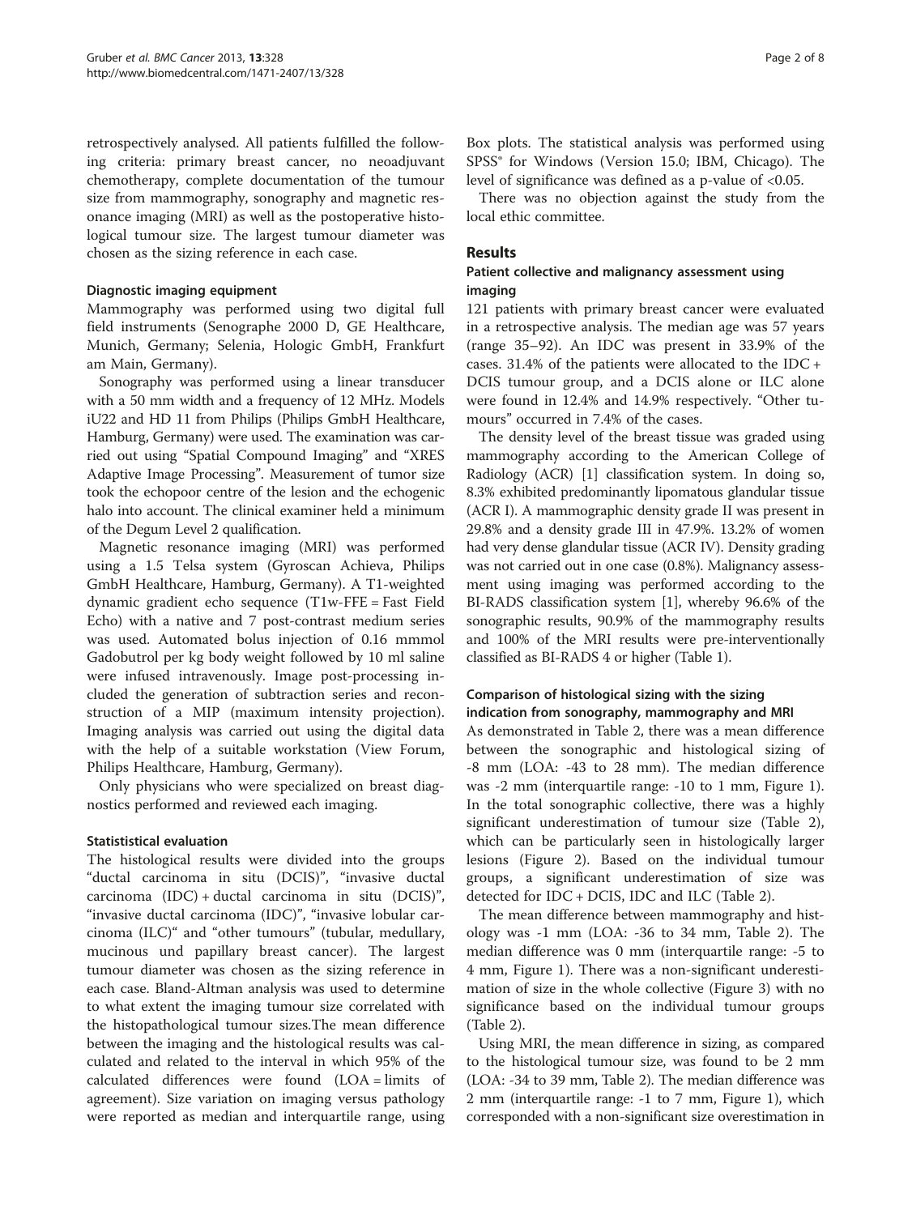retrospectively analysed. All patients fulfilled the following criteria: primary breast cancer, no neoadjuvant chemotherapy, complete documentation of the tumour size from mammography, sonography and magnetic resonance imaging (MRI) as well as the postoperative histological tumour size. The largest tumour diameter was chosen as the sizing reference in each case.

### Diagnostic imaging equipment

Mammography was performed using two digital full field instruments (Senographe 2000 D, GE Healthcare, Munich, Germany; Selenia, Hologic GmbH, Frankfurt am Main, Germany).

Sonography was performed using a linear transducer with a 50 mm width and a frequency of 12 MHz. Models iU22 and HD 11 from Philips (Philips GmbH Healthcare, Hamburg, Germany) were used. The examination was carried out using "Spatial Compound Imaging" and "XRES Adaptive Image Processing". Measurement of tumor size took the echopoor centre of the lesion and the echogenic halo into account. The clinical examiner held a minimum of the Degum Level 2 qualification.

Magnetic resonance imaging (MRI) was performed using a 1.5 Telsa system (Gyroscan Achieva, Philips GmbH Healthcare, Hamburg, Germany). A T1-weighted dynamic gradient echo sequence (T1w-FFE = Fast Field Echo) with a native and 7 post-contrast medium series was used. Automated bolus injection of 0.16 mmmol Gadobutrol per kg body weight followed by 10 ml saline were infused intravenously. Image post-processing included the generation of subtraction series and reconstruction of a MIP (maximum intensity projection). Imaging analysis was carried out using the digital data with the help of a suitable workstation (View Forum, Philips Healthcare, Hamburg, Germany).

Only physicians who were specialized on breast diagnostics performed and reviewed each imaging.

### Statistical evaluation

The histological results were divided into the groups "ductal carcinoma in situ (DCIS)", "invasive ductal carcinoma (IDC) + ductal carcinoma in situ (DCIS)", "invasive ductal carcinoma (IDC)", "invasive lobular carcinoma (ILC)" and "other tumours" (tubular, medullary, mucinous und papillary breast cancer). The largest tumour diameter was chosen as the sizing reference in each case. Bland-Altman analysis was used to determine to what extent the imaging tumour size correlated with the histopathological tumour sizes.The mean difference between the imaging and the histological results was calculated and related to the interval in which 95% of the calculated differences were found (LOA = limits of agreement). Size variation on imaging versus pathology were reported as median and interquartile range, using Box plots. The statistical analysis was performed using SPSS® for Windows (Version 15.0; IBM, Chicago). The level of significance was defined as a p-value of <0.05.

There was no objection against the study from the local ethic committee.

## Results

### Patient collective and malignancy assessment using imaging

121 patients with primary breast cancer were evaluated in a retrospective analysis. The median age was 57 years (range 35–92). An IDC was present in 33.9% of the cases. 31.4% of the patients were allocated to the IDC + DCIS tumour group, and a DCIS alone or ILC alone were found in 12.4% and 14.9% respectively. "Other tumours" occurred in 7.4% of the cases.

The density level of the breast tissue was graded using mammography according to the American College of Radiology (ACR) [1] classification system. In doing so, 8.3% exhibited predominantly lipomatous glandular tissue (ACR I). A mammographic density grade II was present in 29.8% and a density grade III in 47.9%. 13.2% of women had very dense glandular tissue (ACR IV). Density grading was not carried out in one case (0.8%). Malignancy assessment using imaging was performed according to the BI-RADS classification system [1], whereby 96.6% of the sonographic results, 90.9% of the mammography results and 100% of the MRI results were pre-interventionally classified as BI-RADS 4 or higher (Table 1).

### Comparison of histological sizing with the sizing indication from sonography, mammography and MRI

As demonstrated in Table 2, there was a mean difference between the sonographic and histological sizing of -8 mm (LOA: -43 to 28 mm). The median difference was -2 mm (interquartile range: -10 to 1 mm, Figure 1). In the total sonographic collective, there was a highly significant underestimation of tumour size (Table 2), which can be particularly seen in histologically larger lesions (Figure 2). Based on the individual tumour groups, a significant underestimation of size was detected for IDC + DCIS, IDC and ILC (Table 2).

The mean difference between mammography and histology was -1 mm (LOA: -36 to 34 mm, Table 2). The median difference was 0 mm (interquartile range: -5 to 4 mm, Figure 1). There was a non-significant underestimation of size in the whole collective (Figure 3) with no significance based on the individual tumour groups (Table 2).

Using MRI, the mean difference in sizing, as compared to the histological tumour size, was found to be 2 mm (LOA: -34 to 39 mm, Table 2). The median difference was 2 mm (interquartile range: -1 to 7 mm, Figure 1), which corresponded with a non-significant size overestimation in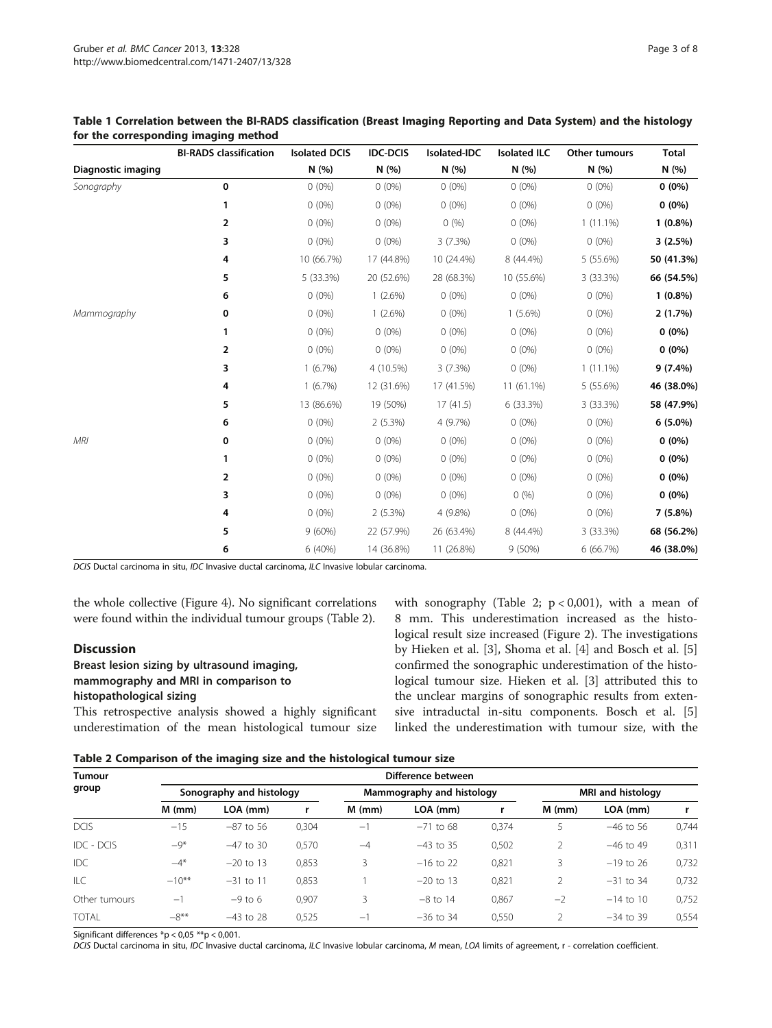**Table 1 Correlation between the BI-RADS classification (Breast Imaging Reporting and Data System) and the histology for the corresponding imaging method**

| | BI-RADS classification | Isolated DCIS | IDC-DCIS | Isolated-IDC | Isolated ILC | Other tumours | Total |
|---|---|---|---|---|---|---|---|
| Diagnostic imaging | | N (%) | N (%) | N (%) | N (%) | N (%) | N (%) |
| *Sonography* | **0** | 0 (0%) | 0 (0%) | 0 (0%) | 0 (0%) | 0 (0%) | **0 (0%)** |
| | **1** | 0 (0%) | 0 (0%) | 0 (0%) | 0 (0%) | 0 (0%) | **0 (0%)** |
| | **2** | 0 (0%) | 0 (0%) | 0 (%) | 0 (0%) | 1 (11.1%) | **1 (0.8%)** |
| | **3** | 0 (0%) | 0 (0%) | 3 (7.3%) | 0 (0%) | 0 (0%) | **3 (2.5%)** |
| | **4** | 10 (66.7%) | 17 (44.8%) | 10 (24.4%) | 8 (44.4%) | 5 (55.6%) | **50 (41.3%)** |
| | **5** | 5 (33.3%) | 20 (52.6%) | 28 (68.3%) | 10 (55.6%) | 3 (33.3%) | **66 (54.5%)** |
| | **6** | 0 (0%) | 1 (2.6%) | 0 (0%) | 0 (0%) | 0 (0%) | **1 (0.8%)** |
| *Mammography* | **0** | 0 (0%) | 1 (2.6%) | 0 (0%) | 1 (5.6%) | 0 (0%) | **2 (1.7%)** |
| | **1** | 0 (0%) | 0 (0%) | 0 (0%) | 0 (0%) | 0 (0%) | **0 (0%)** |
| | **2** | 0 (0%) | 0 (0%) | 0 (0%) | 0 (0%) | 0 (0%) | **0 (0%)** |
| | **3** | 1 (6.7%) | 4 (10.5%) | 3 (7.3%) | 0 (0%) | 1 (11.1%) | **9 (7.4%)** |
| | **4** | 1 (6.7%) | 12 (31.6%) | 17 (41.5%) | 11 (61.1%) | 5 (55.6%) | **46 (38.0%)** |
| | **5** | 13 (86.6%) | 19 (50%) | 17 (41.5) | 6 (33.3%) | 3 (33.3%) | **58 (47.9%)** |
| | **6** | 0 (0%) | 2 (5.3%) | 4 (9.7%) | 0 (0%) | 0 (0%) | **6 (5.0%)** |
| *MRI* | **0** | 0 (0%) | 0 (0%) | 0 (0%) | 0 (0%) | 0 (0%) | **0 (0%)** |
| | **1** | 0 (0%) | 0 (0%) | 0 (0%) | 0 (0%) | 0 (0%) | **0 (0%)** |
| | **2** | 0 (0%) | 0 (0%) | 0 (0%) | 0 (0%) | 0 (0%) | **0 (0%)** |
| | **3** | 0 (0%) | 0 (0%) | 0 (0%) | 0 (%) | 0 (0%) | **0 (0%)** |
| | **4** | 0 (0%) | 2 (5.3%) | 4 (9.8%) | 0 (0%) | 0 (0%) | **7 (5.8%)** |
| | **5** | 9 (60%) | 22 (57.9%) | 26 (63.4%) | 8 (44.4%) | 3 (33.3%) | **68 (56.2%)** |
| | **6** | 6 (40%) | 14 (36.8%) | 11 (26.8%) | 9 (50%) | 6 (66.7%) | **46 (38.0%)** |

*DCIS* Ductal carcinoma in situ, *IDC* Invasive ductal carcinoma, *ILC* Invasive lobular carcinoma.

the whole collective (Figure 4). No significant correlations were found within the individual tumour groups (Table 2).

## Discussion

### Breast lesion sizing by ultrasound imaging, mammography and MRI in comparison to histopathological sizing

This retrospective analysis showed a highly significant underestimation of the mean histological tumour size with sonography (Table 2; p < 0,001), with a mean of 8 mm. This underestimation increased as the histological result size increased (Figure 2). The investigations by Hieken et al. [3], Shoma et al. [4] and Bosch et al. [5] confirmed the sonographic underestimation of the histological tumour size. Hieken et al. [3] attributed this to the unclear margins of sonographic results from extensive intraductal in-situ components. Bosch et al. [5] linked the underestimation with tumour size, with the

**Table 2 Comparison of the imaging size and the histological tumour size**

| Tumour group | Difference between | | | | | | | | |
|---|---|---|---|---|---|---|---|---|---|
| | Sonography and histology | | | Mammography and histology | | | MRI and histology | | |
| | M (mm) | LOA (mm) | r | M (mm) | LOA (mm) | r | M (mm) | LOA (mm) | r |
| DCIS | −15 | −87 to 56 | 0,304 | −1 | −71 to 68 | 0,374 | 5 | −46 to 56 | 0,744 |
| IDC - DCIS | −9* | −47 to 30 | 0,570 | −4 | −43 to 35 | 0,502 | 2 | −46 to 49 | 0,311 |
| IDC | −4* | −20 to 13 | 0,853 | 3 | −16 to 22 | 0,821 | 3 | −19 to 26 | 0,732 |
| ILC | −10** | −31 to 11 | 0,853 | 1 | −20 to 13 | 0,821 | 2 | −31 to 34 | 0,732 |
| Other tumours | −1 | −9 to 6 | 0,907 | 3 | −8 to 14 | 0,867 | −2 | −14 to 10 | 0,752 |
| TOTAL | −8** | −43 to 28 | 0,525 | −1 | −36 to 34 | 0,550 | 2 | −34 to 39 | 0,554 |

Significant differences *p < 0,05 **p < 0,001.

*DCIS* Ductal carcinoma in situ, *IDC* Invasive ductal carcinoma, *ILC* Invasive lobular carcinoma, *M* mean, *LOA* limits of agreement, r - correlation coefficient.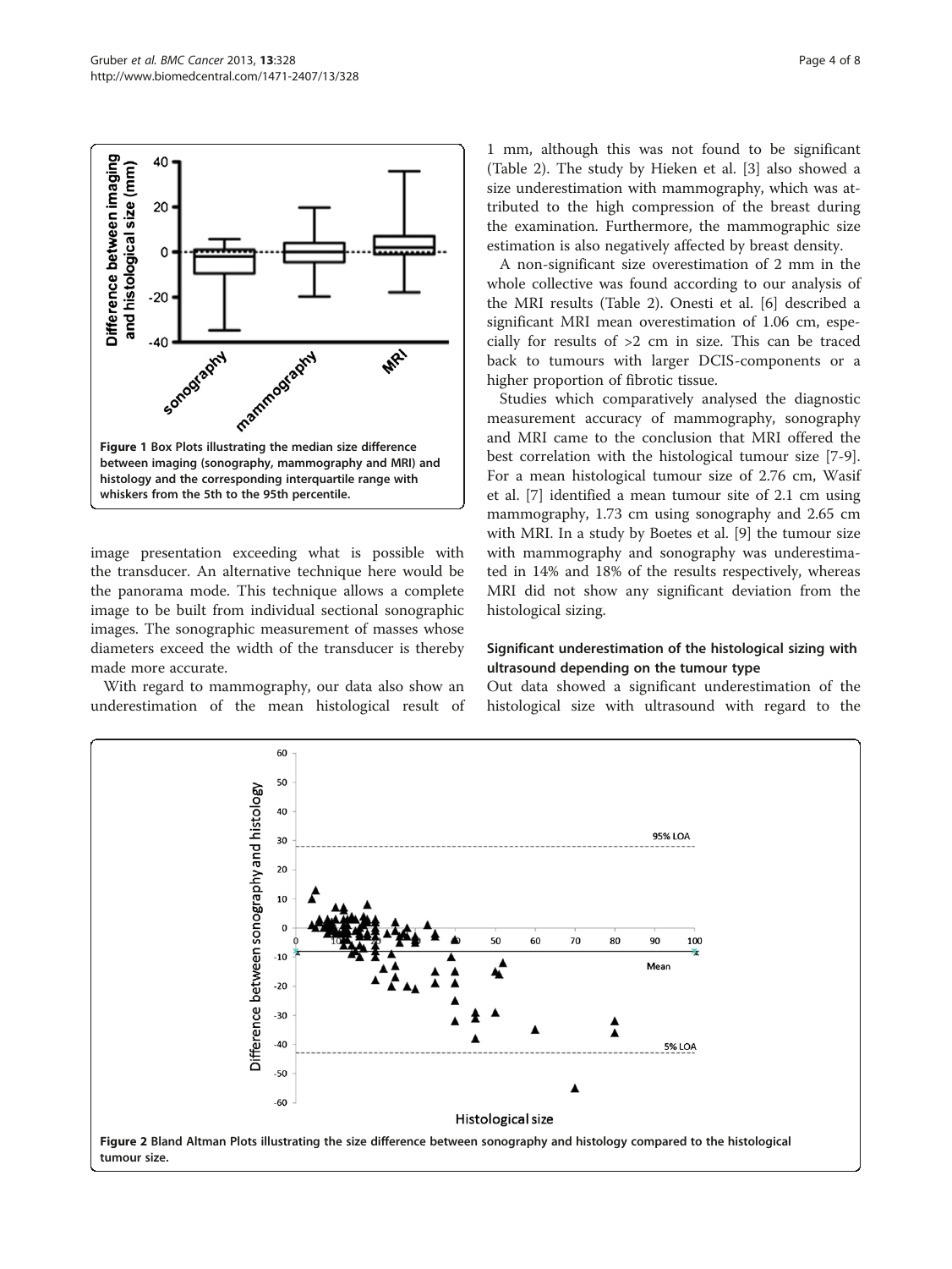Difference between imaging and histological size (mm)

40

20

0

-20

-40

sonography

mammography

MRI

**Figure 1 Box Plots illustrating the median size difference between imaging (sonography, mammography and MRI) and histology and the corresponding interquartile range with whiskers from the 5th to the 95th percentile.**

image presentation exceeding what is possible with the transducer. An alternative technique here would be the panorama mode. This technique allows a complete image to be built from individual sectional sonographic images. The sonographic measurement of masses whose diameters exceed the width of the transducer is thereby made more accurate.

With regard to mammography, our data also show an underestimation of the mean histological result of 1 mm, although this was not found to be significant (Table 2). The study by Hieken et al. [3] also showed a size underestimation with mammography, which was attributed to the high compression of the breast during the examination. Furthermore, the mammographic size estimation is also negatively affected by breast density.

A non-significant size overestimation of 2 mm in the whole collective was found according to our analysis of the MRI results (Table 2). Onesti et al. [6] described a significant MRI mean overestimation of 1.06 cm, especially for results of >2 cm in size. This can be traced back to tumours with larger DCIS-components or a higher proportion of fibrotic tissue.

Studies which comparatively analysed the diagnostic measurement accuracy of mammography, sonography and MRI came to the conclusion that MRI offered the best correlation with the histological tumour size [7-9]. For a mean histological tumour size of 2.76 cm, Wasif et al. [7] identified a mean tumour site of 2.1 cm using mammography, 1.73 cm using sonography and 2.65 cm with MRI. In a study by Boetes et al. [9] the tumour size with mammography and sonography was underestimated in 14% and 18% of the results respectively, whereas MRI did not show any significant deviation from the histological sizing.

### Significant underestimation of the histological sizing with ultrasound depending on the tumour type

Out data showed a significant underestimation of the histological size with ultrasound with regard to the

Difference between sonography and histology

60

50

40

30

20

10

0

-10

-20

-30

-40

-50

-60

0

10

20

30

40

50

60

70

80

90

100

95% LOA

Mean

5% LOA

Histological size

**Figure 2 Bland Altman Plots illustrating the size difference between sonography and histology compared to the histological tumour size.**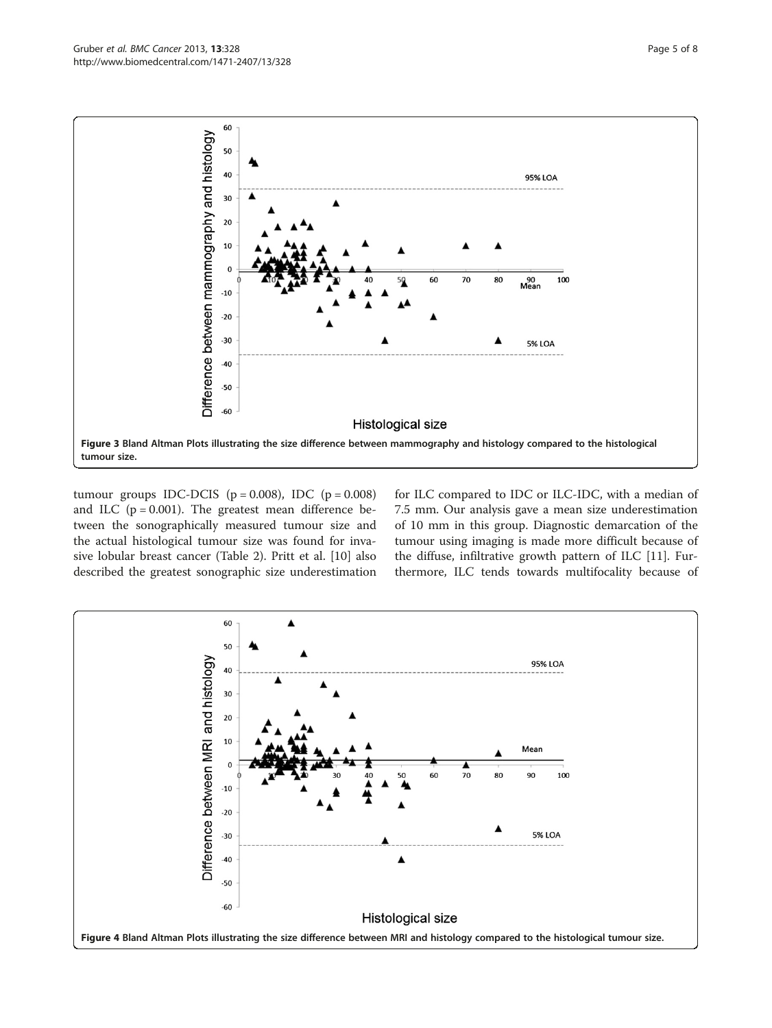Difference between mammography and histology

60
50
40
30
20
10
0
-10
-20
-30
-40
-50
-60

0 10 20 30 40 50 60 70 80 90 100

95% LOA

Mean

5% LOA

Histological size

**Figure 3** Bland Altman Plots illustrating the size difference between mammography and histology compared to the histological tumour size.

tumour groups IDC-DCIS (p = 0.008), IDC (p = 0.008) and ILC (p = 0.001). The greatest mean difference between the sonographically measured tumour size and the actual histological tumour size was found for invasive lobular breast cancer (Table 2). Pritt et al. [10] also described the greatest sonographic size underestimation for ILC compared to IDC or ILC-IDC, with a median of 7.5 mm. Our analysis gave a mean size underestimation of 10 mm in this group. Diagnostic demarcation of the tumour using imaging is made more difficult because of the diffuse, infiltrative growth pattern of ILC [11]. Furthermore, ILC tends towards multifocality because of

Difference between MRI and histology

60
50
40
30
20
10
0
-10
-20
-30
-40
-50
-60

0 10 20 30 40 50 60 70 80 90 100

95% LOA

Mean

5% LOA

Histological size

**Figure 4** Bland Altman Plots illustrating the size difference between MRI and histology compared to the histological tumour size.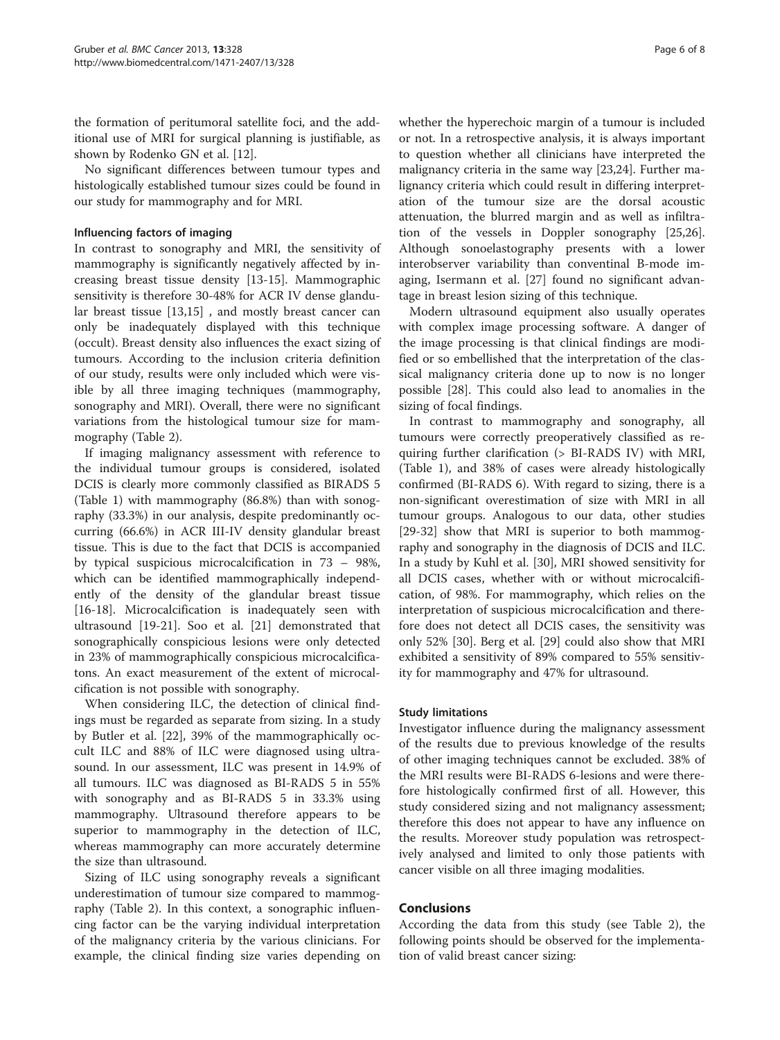the formation of peritumoral satellite foci, and the additional use of MRI for surgical planning is justifiable, as shown by Rodenko GN et al. [12].

No significant differences between tumour types and histologically established tumour sizes could be found in our study for mammography and for MRI.

### Influencing factors of imaging

In contrast to sonography and MRI, the sensitivity of mammography is significantly negatively affected by increasing breast tissue density [13-15]. Mammographic sensitivity is therefore 30-48% for ACR IV dense glandular breast tissue [13,15] , and mostly breast cancer can only be inadequately displayed with this technique (occult). Breast density also influences the exact sizing of tumours. According to the inclusion criteria definition of our study, results were only included which were visible by all three imaging techniques (mammography, sonography and MRI). Overall, there were no significant variations from the histological tumour size for mammography (Table 2).

If imaging malignancy assessment with reference to the individual tumour groups is considered, isolated DCIS is clearly more commonly classified as BIRADS 5 (Table 1) with mammography (86.8%) than with sonography (33.3%) in our analysis, despite predominantly occurring (66.6%) in ACR III-IV density glandular breast tissue. This is due to the fact that DCIS is accompanied by typical suspicious microcalcification in 73 – 98%, which can be identified mammographically independently of the density of the glandular breast tissue [16-18]. Microcalcification is inadequately seen with ultrasound [19-21]. Soo et al. [21] demonstrated that sonographically conspicious lesions were only detected in 23% of mammographically conspicious microcalcificatons. An exact measurement of the extent of microcalcification is not possible with sonography.

When considering ILC, the detection of clinical findings must be regarded as separate from sizing. In a study by Butler et al. [22], 39% of the mammographically occult ILC and 88% of ILC were diagnosed using ultrasound. In our assessment, ILC was present in 14.9% of all tumours. ILC was diagnosed as BI-RADS 5 in 55% with sonography and as BI-RADS 5 in 33.3% using mammography. Ultrasound therefore appears to be superior to mammography in the detection of ILC, whereas mammography can more accurately determine the size than ultrasound.

Sizing of ILC using sonography reveals a significant underestimation of tumour size compared to mammography (Table 2). In this context, a sonographic influencing factor can be the varying individual interpretation of the malignancy criteria by the various clinicians. For example, the clinical finding size varies depending on whether the hyperechoic margin of a tumour is included or not. In a retrospective analysis, it is always important to question whether all clinicians have interpreted the malignancy criteria in the same way [23,24]. Further malignancy criteria which could result in differing interpretation of the tumour size are the dorsal acoustic attenuation, the blurred margin and as well as infiltration of the vessels in Doppler sonography [25,26]. Although sonoelastography presents with a lower interobserver variability than conventinal B-mode imaging, Isermann et al. [27] found no significant advantage in breast lesion sizing of this technique.

Modern ultrasound equipment also usually operates with complex image processing software. A danger of the image processing is that clinical findings are modified or so embellished that the interpretation of the classical malignancy criteria done up to now is no longer possible [28]. This could also lead to anomalies in the sizing of focal findings.

In contrast to mammography and sonography, all tumours were correctly preoperatively classified as requiring further clarification (> BI-RADS IV) with MRI, (Table 1), and 38% of cases were already histologically confirmed (BI-RADS 6). With regard to sizing, there is a non-significant overestimation of size with MRI in all tumour groups. Analogous to our data, other studies [29-32] show that MRI is superior to both mammography and sonography in the diagnosis of DCIS and ILC. In a study by Kuhl et al. [30], MRI showed sensitivity for all DCIS cases, whether with or without microcalcification, of 98%. For mammography, which relies on the interpretation of suspicious microcalcification and therefore does not detect all DCIS cases, the sensitivity was only 52% [30]. Berg et al. [29] could also show that MRI exhibited a sensitivity of 89% compared to 55% sensitivity for mammography and 47% for ultrasound.

### Study limitations

Investigator influence during the malignancy assessment of the results due to previous knowledge of the results of other imaging techniques cannot be excluded. 38% of the MRI results were BI-RADS 6-lesions and were therefore histologically confirmed first of all. However, this study considered sizing and not malignancy assessment; therefore this does not appear to have any influence on the results. Moreover study population was retrospectively analysed and limited to only those patients with cancer visible on all three imaging modalities.

## Conclusions

According the data from this study (see Table 2), the following points should be observed for the implementation of valid breast cancer sizing: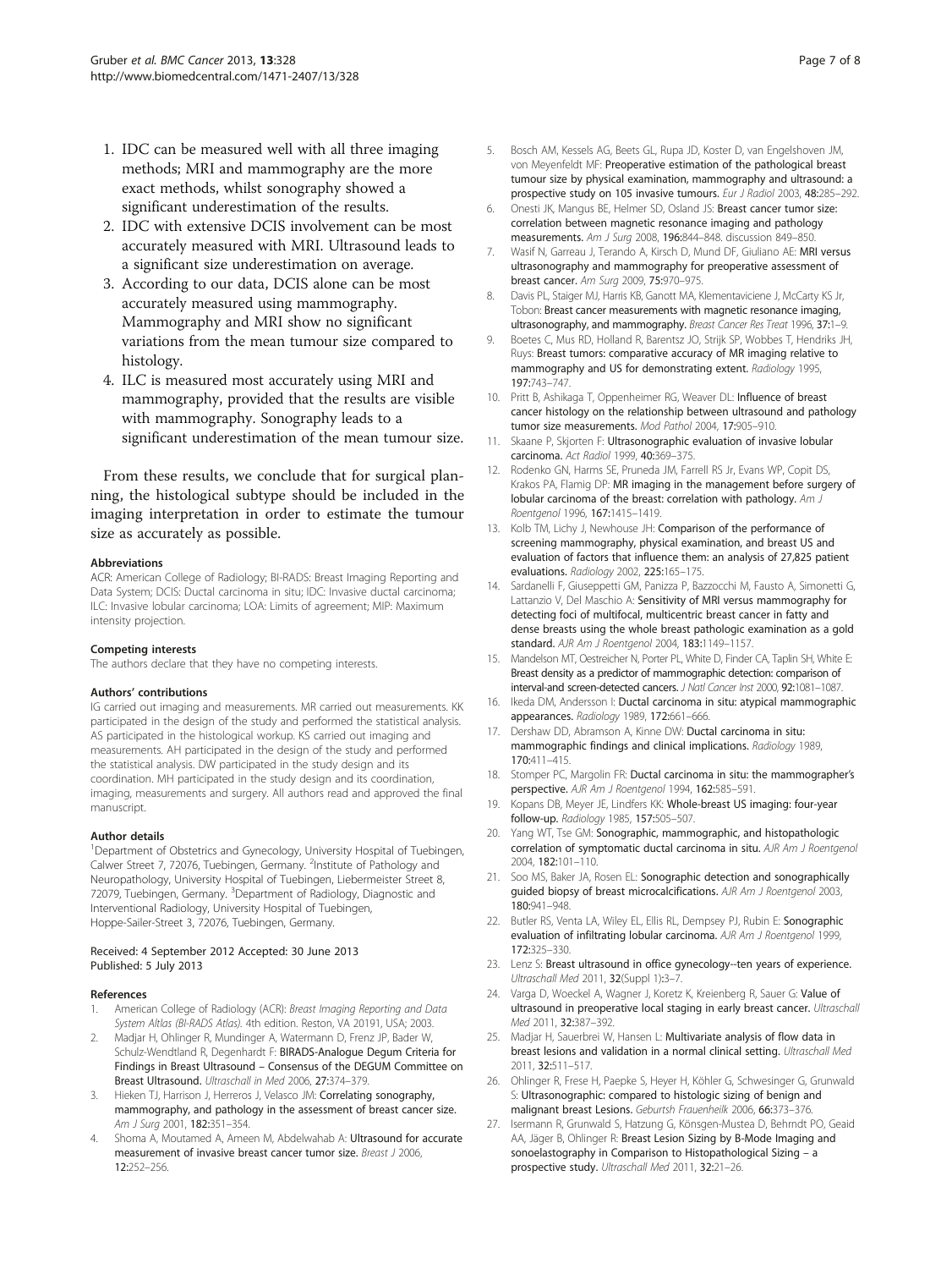1. IDC can be measured well with all three imaging methods; MRI and mammography are the more exact methods, whilst sonography showed a significant underestimation of the results.
2. IDC with extensive DCIS involvement can be most accurately measured with MRI. Ultrasound leads to a significant size underestimation on average.
3. According to our data, DCIS alone can be most accurately measured using mammography. Mammography and MRI show no significant variations from the mean tumour size compared to histology.
4. ILC is measured most accurately using MRI and mammography, provided that the results are visible with mammography. Sonography leads to a significant underestimation of the mean tumour size.

From these results, we conclude that for surgical planning, the histological subtype should be included in the imaging interpretation in order to estimate the tumour size as accurately as possible.

#### Abbreviations

ACR: American College of Radiology; BI-RADS: Breast Imaging Reporting and Data System; DCIS: Ductal carcinoma in situ; IDC: Invasive ductal carcinoma; ILC: Invasive lobular carcinoma; LOA: Limits of agreement; MIP: Maximum intensity projection.

#### Competing interests

The authors declare that they have no competing interests.

#### Authors' contributions

IG carried out imaging and measurements. MR carried out measurements. KK participated in the design of the study and performed the statistical analysis. AS participated in the histological workup. KS carried out imaging and measurements. AH participated in the design of the study and performed the statistical analysis. DW participated in the study design and its coordination. MH participated in the study design and its coordination, imaging, measurements and surgery. All authors read and approved the final manuscript.

#### Author details

[1]Department of Obstetrics and Gynecology, University Hospital of Tuebingen, Calwer Street 7, 72076, Tuebingen, Germany. [2]Institute of Pathology and Neuropathology, University Hospital of Tuebingen, Liebermeister Street 8, 72079, Tuebingen, Germany. [3]Department of Radiology, Diagnostic and Interventional Radiology, University Hospital of Tuebingen, Hoppe-Sailer-Street 3, 72076, Tuebingen, Germany.

Received: 4 September 2012 Accepted: 30 June 2013
Published: 5 July 2013

#### References

1. American College of Radiology (ACR): *Breast Imaging Reporting and Data System Altlas (BI-RADS Atlas)*. 4th edition. Reston, VA 20191, USA; 2003.
2. Madjar H, Ohlinger R, Mundinger A, Watermann D, Frenz JP, Bader W, Schulz-Wendtland R, Degenhardt F: **BIRADS-Analogue Degum Criteria for Findings in Breast Ultrasound – Consensus of the DEGUM Committee on Breast Ultrasound.** *Ultraschall in Med* 2006, **27:**374–379.
3. Hieken TJ, Harrison J, Herreros J, Velasco JM: **Correlating sonography, mammography, and pathology in the assessment of breast cancer size.** *Am J Surg* 2001, **182:**351–354.
4. Shoma A, Moutamed A, Ameen M, Abdelwahab A: **Ultrasound for accurate measurement of invasive breast cancer tumor size.** *Breast J* 2006, **12:**252–256.
5. Bosch AM, Kessels AG, Beets GL, Rupa JD, Koster D, van Engelshoven JM, von Meyenfeldt MF: **Preoperative estimation of the pathological breast tumour size by physical examination, mammography and ultrasound: a prospective study on 105 invasive tumours.** *Eur J Radiol* 2003, **48:**285–292.
6. Onesti JK, Mangus BE, Helmer SD, Osland JS: **Breast cancer tumor size: correlation between magnetic resonance imaging and pathology measurements.** *Am J Surg* 2008, **196:**844–848. discussion 849–850.
7. Wasif N, Garreau J, Terando A, Kirsch D, Mund DF, Giuliano AE: **MRI versus ultrasonography and mammography for preoperative assessment of breast cancer.** *Am Surg* 2009, **75:**970–975.
8. Davis PL, Staiger MJ, Harris KB, Ganott MA, Klementaviciene J, McCarty KS Jr, Tobon: **Breast cancer measurements with magnetic resonance imaging, ultrasonography, and mammography.** *Breast Cancer Res Treat* 1996, **37:**1–9.
9. Boetes C, Mus RD, Holland R, Barentsz JO, Strijk SP, Wobbes T, Hendriks JH, Ruys: **Breast tumors: comparative accuracy of MR imaging relative to mammography and US for demonstrating extent.** *Radiology* 1995, **197:**743–747.
10. Pritt B, Ashikaga T, Oppenheimer RG, Weaver DL: **Influence of breast cancer histology on the relationship between ultrasound and pathology tumor size measurements.** *Mod Pathol* 2004, **17:**905–910.
11. Skaane P, Skjorten F: **Ultrasonographic evaluation of invasive lobular carcinoma.** *Act Radiol* 1999, **40:**369–375.
12. Rodenko GN, Harms SE, Pruneda JM, Farrell RS Jr, Evans WP, Copit DS, Krakos PA, Flamig DP: **MR imaging in the management before surgery of lobular carcinoma of the breast: correlation with pathology.** *Am J Roentgenol* 1996, **167:**1415–1419.
13. Kolb TM, Lichy J, Newhouse JH: **Comparison of the performance of screening mammography, physical examination, and breast US and evaluation of factors that influence them: an analysis of 27,825 patient evaluations.** *Radiology* 2002, **225:**165–175.
14. Sardanelli F, Giuseppetti GM, Panizza P, Bazzocchi M, Fausto A, Simonetti G, Lattanzio V, Del Maschio A: **Sensitivity of MRI versus mammography for detecting foci of multifocal, multicentric breast cancer in fatty and dense breasts using the whole breast pathologic examination as a gold standard.** *AJR Am J Roentgenol* 2004, **183:**1149–1157.
15. Mandelson MT, Oestreicher N, Porter PL, White D, Finder CA, Taplin SH, White E: **Breast density as a predictor of mammographic detection: comparison of interval-and screen-detected cancers.** *J Natl Cancer Inst* 2000, **92:**1081–1087.
16. Ikeda DM, Andersson I: **Ductal carcinoma in situ: atypical mammographic appearances.** *Radiology* 1989, **172:**661–666.
17. Dershaw DD, Abramson A, Kinne DW: **Ductal carcinoma in situ: mammographic findings and clinical implications.** *Radiology* 1989, **170:**411–415.
18. Stomper PC, Margolin FR: **Ductal carcinoma in situ: the mammographer's perspective.** *AJR Am J Roentgenol* 1994, **162:**585–591.
19. Kopans DB, Meyer JE, Lindfers KK: **Whole-breast US imaging: four-year follow-up.** *Radiology* 1985, **157:**505–507.
20. Yang WT, Tse GM: **Sonographic, mammographic, and histopathologic correlation of symptomatic ductal carcinoma in situ.** *AJR Am J Roentgenol* 2004, **182:**101–110.
21. Soo MS, Baker JA, Rosen EL: **Sonographic detection and sonographically guided biopsy of breast microcalcifications.** *AJR Am J Roentgenol* 2003, **180:**941–948.
22. Butler RS, Venta LA, Wiley EL, Ellis RL, Dempsey PJ, Rubin E: **Sonographic evaluation of infiltrating lobular carcinoma.** *AJR Am J Roentgenol* 1999, **172:**325–330.
23. Lenz S: **Breast ultrasound in office gynecology--ten years of experience.** *Ultraschall Med* 2011, **32**(Suppl 1)**:**3–7.
24. Varga D, Woeckel A, Wagner J, Koretz K, Kreienberg R, Sauer G: **Value of ultrasound in preoperative local staging in early breast cancer.** *Ultraschall Med* 2011, **32:**387–392.
25. Madjar H, Sauerbrei W, Hansen L: **Multivariate analysis of flow data in breast lesions and validation in a normal clinical setting.** *Ultraschall Med* 2011, **32:**511–517.
26. Ohlinger R, Frese H, Paepke S, Heyer H, Köhler G, Schwesinger G, Grunwald S: **Ultrasonographic: compared to histologic sizing of benign and malignant breast Lesions.** *Geburtsh Frauenheilk* 2006, **66:**373–376.
27. Isermann R, Grunwald S, Hatzung G, Könsgen-Mustea D, Behrndt PO, Geaid AA, Jäger B, Ohlinger R: **Breast Lesion Sizing by B-Mode Imaging and sonoelastography in Comparison to Histopathological Sizing – a prospective study.** *Ultraschall Med* 2011, **32:**21–26.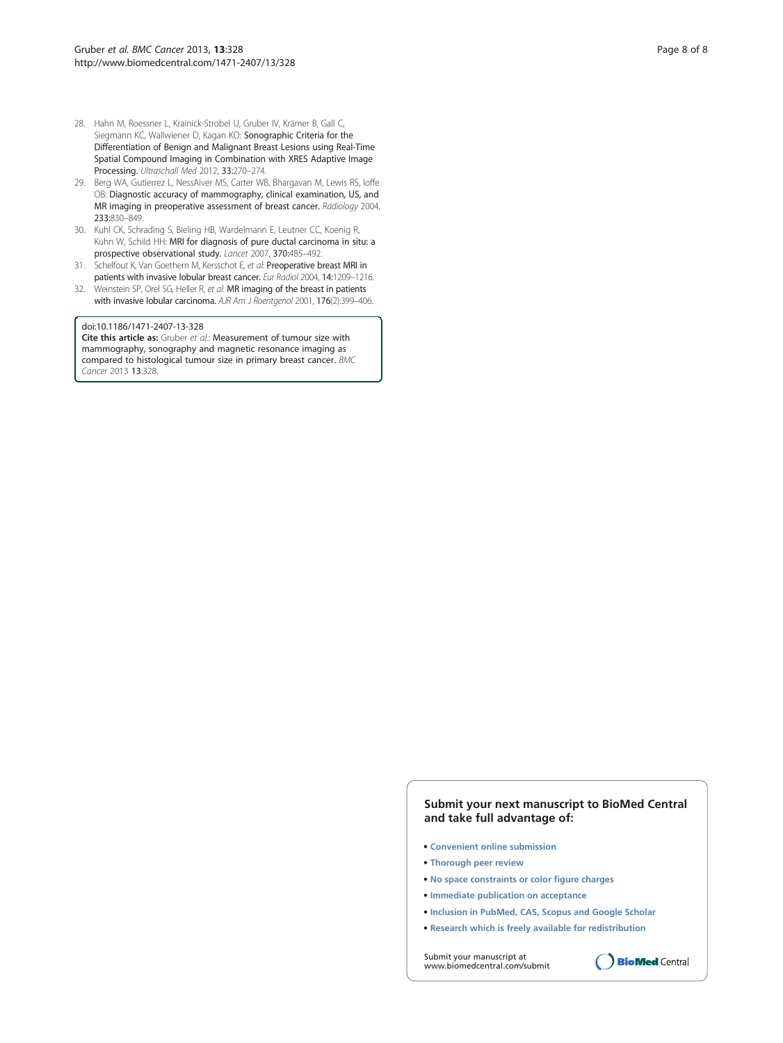28. Hahn M, Roessner L, Krainick-Strobel U, Gruber IV, Krämer B, Gall C, Siegmann KC, Wallwiener D, Kagan KO: **Sonographic Criteria for the Differentiation of Benign and Malignant Breast Lesions using Real-Time Spatial Compound Imaging in Combination with XRES Adaptive Image Processing.** *Ultraschall Med* 2012, **33:**270–274.
29. Berg WA, Gutierrez L, NessAiver MS, Carter WB, Bhargavan M, Lewis RS, Ioffe OB: **Diagnostic accuracy of mammography, clinical examination, US, and MR imaging in preoperative assessment of breast cancer.** *Radiology* 2004, **233:**830–849.
30. Kuhl CK, Schrading S, Bieling HB, Wardelmann E, Leutner CC, Koenig R, Kuhn W, Schild HH: **MRI for diagnosis of pure ductal carcinoma in situ: a prospective observational study.** *Lancet* 2007, **370:**485–492.
31. Schelfout K, Van Goethem M, Kersschot E, *et al*: **Preoperative breast MRI in patients with invasive lobular breast cancer.** *Eur Radiol* 2004, **14:**1209–1216.
32. Weinstein SP, Orel SG, Heller R, *et al*: **MR imaging of the breast in patients with invasive lobular carcinoma.** *AJR Am J Roentgenol* 2001, **176**(2):399–406.

doi:10.1186/1471-2407-13-328

**Cite this article as:** Gruber *et al.*: Measurement of tumour size with mammography, sonography and magnetic resonance imaging as compared to histological tumour size in primary breast cancer. *BMC Cancer* 2013 **13**:328.

**Submit your next manuscript to BioMed Central and take full advantage of:**

- **Convenient online submission**
- **Thorough peer review**
- **No space constraints or color figure charges**
- **Immediate publication on acceptance**
- **Inclusion in PubMed, CAS, Scopus and Google Scholar**
- **Research which is freely available for redistribution**

Submit your manuscript at
www.biomedcentral.com/submit

**BioMed** Central